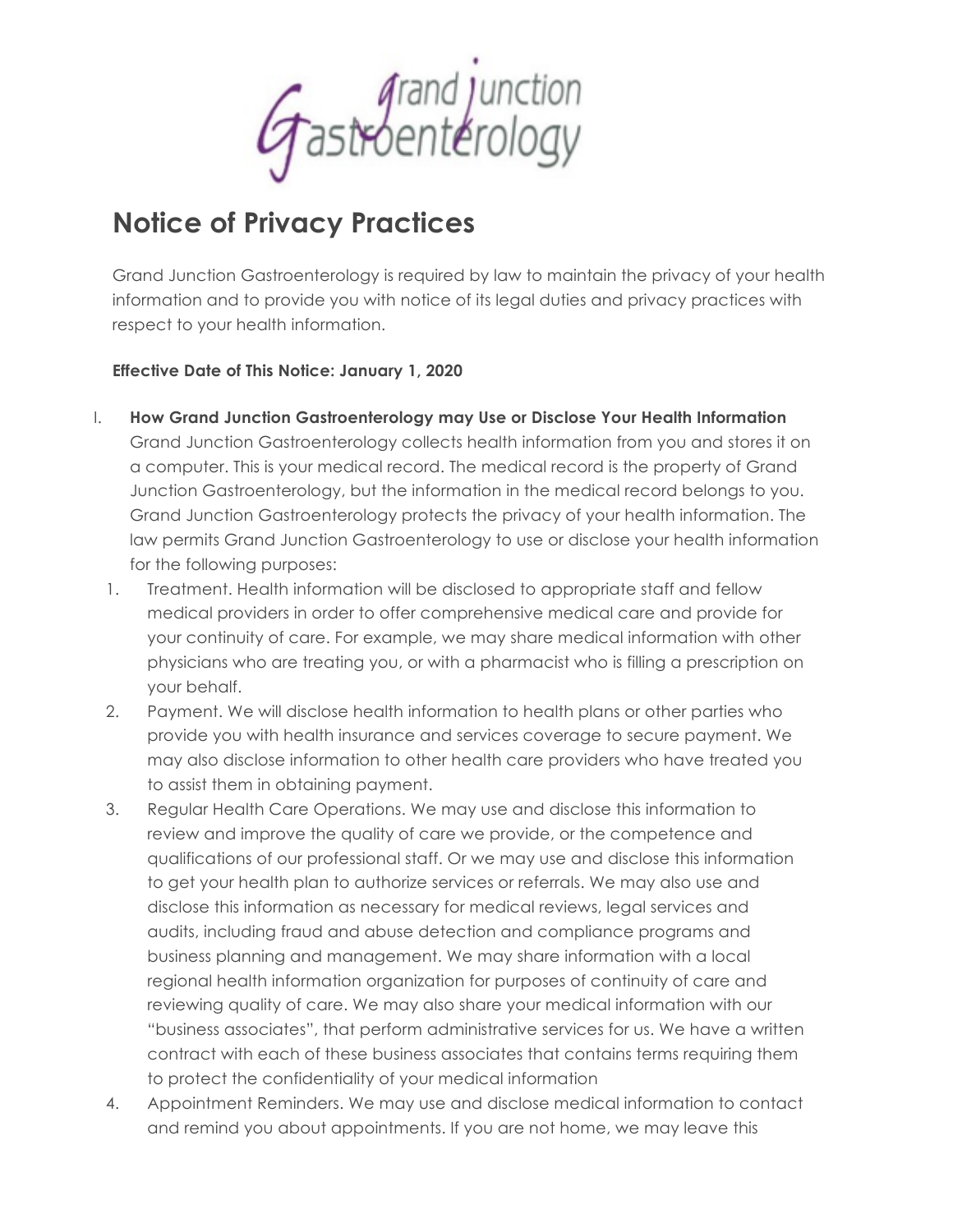Grand Junction Gastroenterology

# Notice of Privacy Practices

Grand Junction Gastroenterology is required by law to maintain the privacy of your health information and to provide you with notice of its legal duties and privacy practices with respect to your health information.

**Effective Date of This Notice: January 1, 2020**

I. **How Grand Junction Gastroenterology may Use or Disclose Your Health Information**
Grand Junction Gastroenterology collects health information from you and stores it on a computer. This is your medical record. The medical record is the property of Grand Junction Gastroenterology, but the information in the medical record belongs to you. Grand Junction Gastroenterology protects the privacy of your health information. The law permits Grand Junction Gastroenterology to use or disclose your health information for the following purposes:

1. Treatment. Health information will be disclosed to appropriate staff and fellow medical providers in order to offer comprehensive medical care and provide for your continuity of care. For example, we may share medical information with other physicians who are treating you, or with a pharmacist who is filling a prescription on your behalf.
2. Payment. We will disclose health information to health plans or other parties who provide you with health insurance and services coverage to secure payment. We may also disclose information to other health care providers who have treated you to assist them in obtaining payment.
3. Regular Health Care Operations. We may use and disclose this information to review and improve the quality of care we provide, or the competence and qualifications of our professional staff. Or we may use and disclose this information to get your health plan to authorize services or referrals. We may also use and disclose this information as necessary for medical reviews, legal services and audits, including fraud and abuse detection and compliance programs and business planning and management. We may share information with a local regional health information organization for purposes of continuity of care and reviewing quality of care. We may also share your medical information with our "business associates", that perform administrative services for us. We have a written contract with each of these business associates that contains terms requiring them to protect the confidentiality of your medical information
4. Appointment Reminders. We may use and disclose medical information to contact and remind you about appointments. If you are not home, we may leave this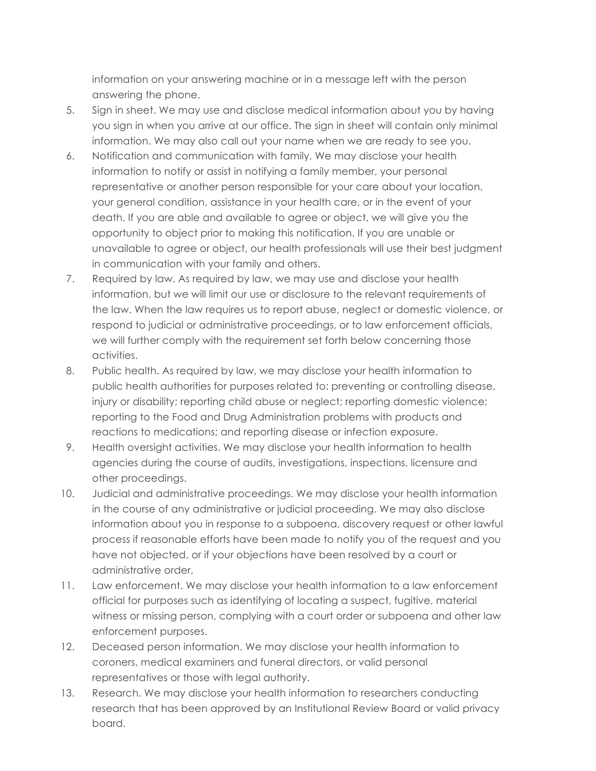information on your answering machine or in a message left with the person answering the phone.

5. Sign in sheet. We may use and disclose medical information about you by having you sign in when you arrive at our office. The sign in sheet will contain only minimal information. We may also call out your name when we are ready to see you.
6. Notification and communication with family. We may disclose your health information to notify or assist in notifying a family member, your personal representative or another person responsible for your care about your location, your general condition, assistance in your health care, or in the event of your death. If you are able and available to agree or object, we will give you the opportunity to object prior to making this notification. If you are unable or unavailable to agree or object, our health professionals will use their best judgment in communication with your family and others.
7. Required by law. As required by law, we may use and disclose your health information, but we will limit our use or disclosure to the relevant requirements of the law. When the law requires us to report abuse, neglect or domestic violence, or respond to judicial or administrative proceedings, or to law enforcement officials, we will further comply with the requirement set forth below concerning those activities.
8. Public health. As required by law, we may disclose your health information to public health authorities for purposes related to: preventing or controlling disease, injury or disability; reporting child abuse or neglect; reporting domestic violence; reporting to the Food and Drug Administration problems with products and reactions to medications; and reporting disease or infection exposure.
9. Health oversight activities. We may disclose your health information to health agencies during the course of audits, investigations, inspections, licensure and other proceedings.
10. Judicial and administrative proceedings. We may disclose your health information in the course of any administrative or judicial proceeding. We may also disclose information about you in response to a subpoena, discovery request or other lawful process if reasonable efforts have been made to notify you of the request and you have not objected, or if your objections have been resolved by a court or administrative order,
11. Law enforcement. We may disclose your health information to a law enforcement official for purposes such as identifying of locating a suspect, fugitive, material witness or missing person, complying with a court order or subpoena and other law enforcement purposes.
12. Deceased person information. We may disclose your health information to coroners, medical examiners and funeral directors, or valid personal representatives or those with legal authority.
13. Research. We may disclose your health information to researchers conducting research that has been approved by an Institutional Review Board or valid privacy board.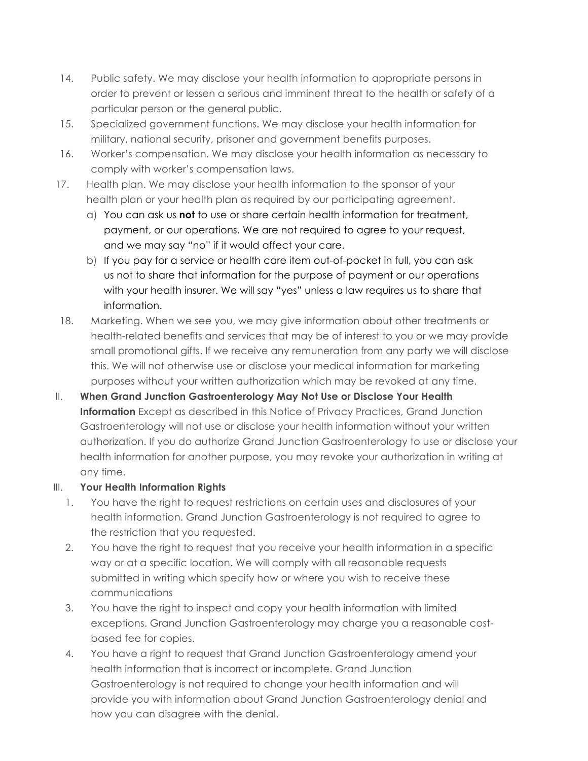14. Public safety. We may disclose your health information to appropriate persons in order to prevent or lessen a serious and imminent threat to the health or safety of a particular person or the general public.
15. Specialized government functions. We may disclose your health information for military, national security, prisoner and government benefits purposes.
16. Worker's compensation. We may disclose your health information as necessary to comply with worker's compensation laws.
17. Health plan. We may disclose your health information to the sponsor of your health plan or your health plan as required by our participating agreement.
    a) You can ask us **not** to use or share certain health information for treatment, payment, or our operations. We are not required to agree to your request, and we may say "no" if it would affect your care.
    b) If you pay for a service or health care item out-of-pocket in full, you can ask us not to share that information for the purpose of payment or our operations with your health insurer. We will say "yes" unless a law requires us to share that information.
18. Marketing. When we see you, we may give information about other treatments or health-related benefits and services that may be of interest to you or we may provide small promotional gifts. If we receive any remuneration from any party we will disclose this. We will not otherwise use or disclose your medical information for marketing purposes without your written authorization which may be revoked at any time.

II. **When Grand Junction Gastroenterology May Not Use or Disclose Your Health Information** Except as described in this Notice of Privacy Practices, Grand Junction Gastroenterology will not use or disclose your health information without your written authorization. If you do authorize Grand Junction Gastroenterology to use or disclose your health information for another purpose, you may revoke your authorization in writing at any time.

III. **Your Health Information Rights**

1. You have the right to request restrictions on certain uses and disclosures of your health information. Grand Junction Gastroenterology is not required to agree to the restriction that you requested.
2. You have the right to request that you receive your health information in a specific way or at a specific location. We will comply with all reasonable requests submitted in writing which specify how or where you wish to receive these communications
3. You have the right to inspect and copy your health information with limited exceptions. Grand Junction Gastroenterology may charge you a reasonable cost-based fee for copies.
4. You have a right to request that Grand Junction Gastroenterology amend your health information that is incorrect or incomplete. Grand Junction Gastroenterology is not required to change your health information and will provide you with information about Grand Junction Gastroenterology denial and how you can disagree with the denial.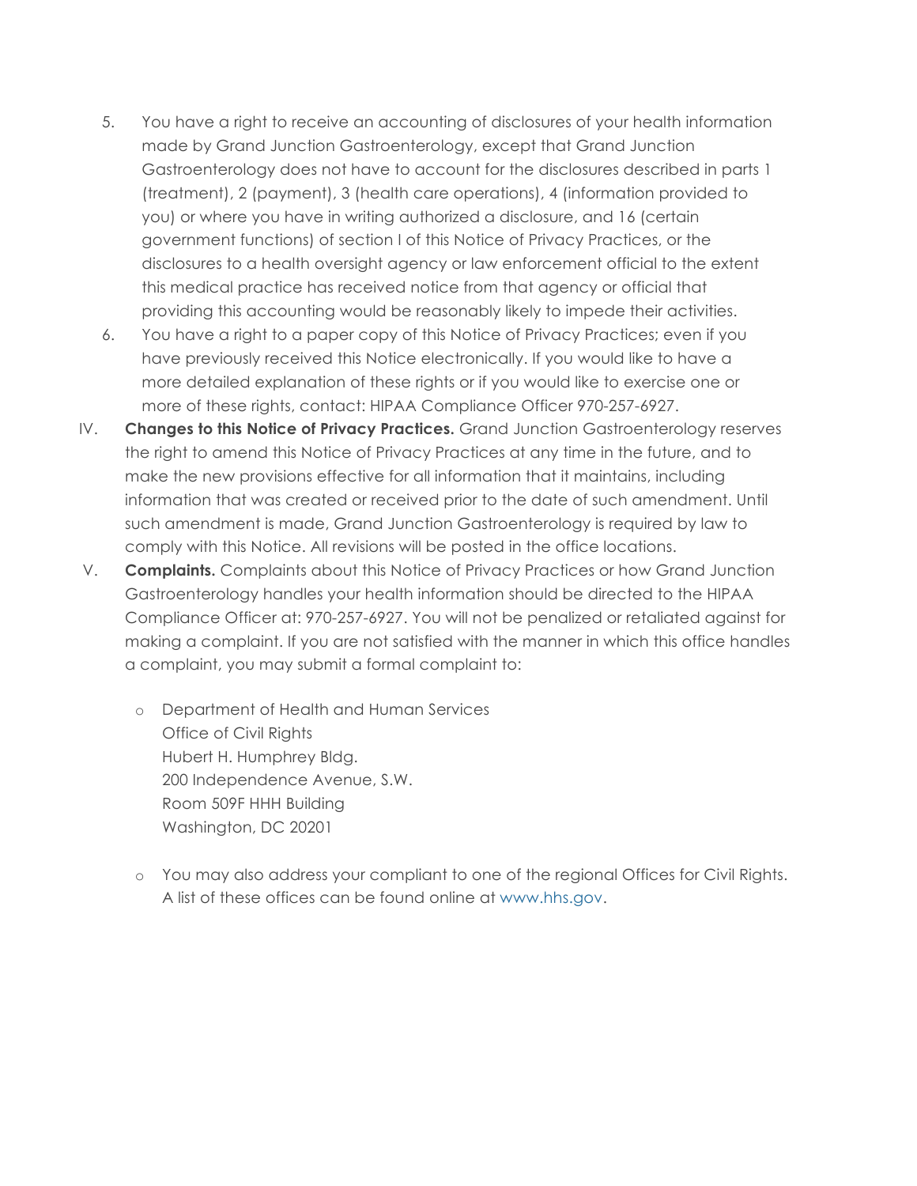5. You have a right to receive an accounting of disclosures of your health information made by Grand Junction Gastroenterology, except that Grand Junction Gastroenterology does not have to account for the disclosures described in parts 1 (treatment), 2 (payment), 3 (health care operations), 4 (information provided to you) or where you have in writing authorized a disclosure, and 16 (certain government functions) of section I of this Notice of Privacy Practices, or the disclosures to a health oversight agency or law enforcement official to the extent this medical practice has received notice from that agency or official that providing this accounting would be reasonably likely to impede their activities.
6. You have a right to a paper copy of this Notice of Privacy Practices; even if you have previously received this Notice electronically. If you would like to have a more detailed explanation of these rights or if you would like to exercise one or more of these rights, contact: HIPAA Compliance Officer 970-257-6927.

IV. **Changes to this Notice of Privacy Practices.** Grand Junction Gastroenterology reserves the right to amend this Notice of Privacy Practices at any time in the future, and to make the new provisions effective for all information that it maintains, including information that was created or received prior to the date of such amendment. Until such amendment is made, Grand Junction Gastroenterology is required by law to comply with this Notice. All revisions will be posted in the office locations.

V. **Complaints.** Complaints about this Notice of Privacy Practices or how Grand Junction Gastroenterology handles your health information should be directed to the HIPAA Compliance Officer at: 970-257-6927. You will not be penalized or retaliated against for making a complaint. If you are not satisfied with the manner in which this office handles a complaint, you may submit a formal complaint to:

- Department of Health and Human Services
  Office of Civil Rights
  Hubert H. Humphrey Bldg.
  200 Independence Avenue, S.W.
  Room 509F HHH Building
  Washington, DC 20201

- You may also address your compliant to one of the regional Offices for Civil Rights. A list of these offices can be found online at www.hhs.gov.